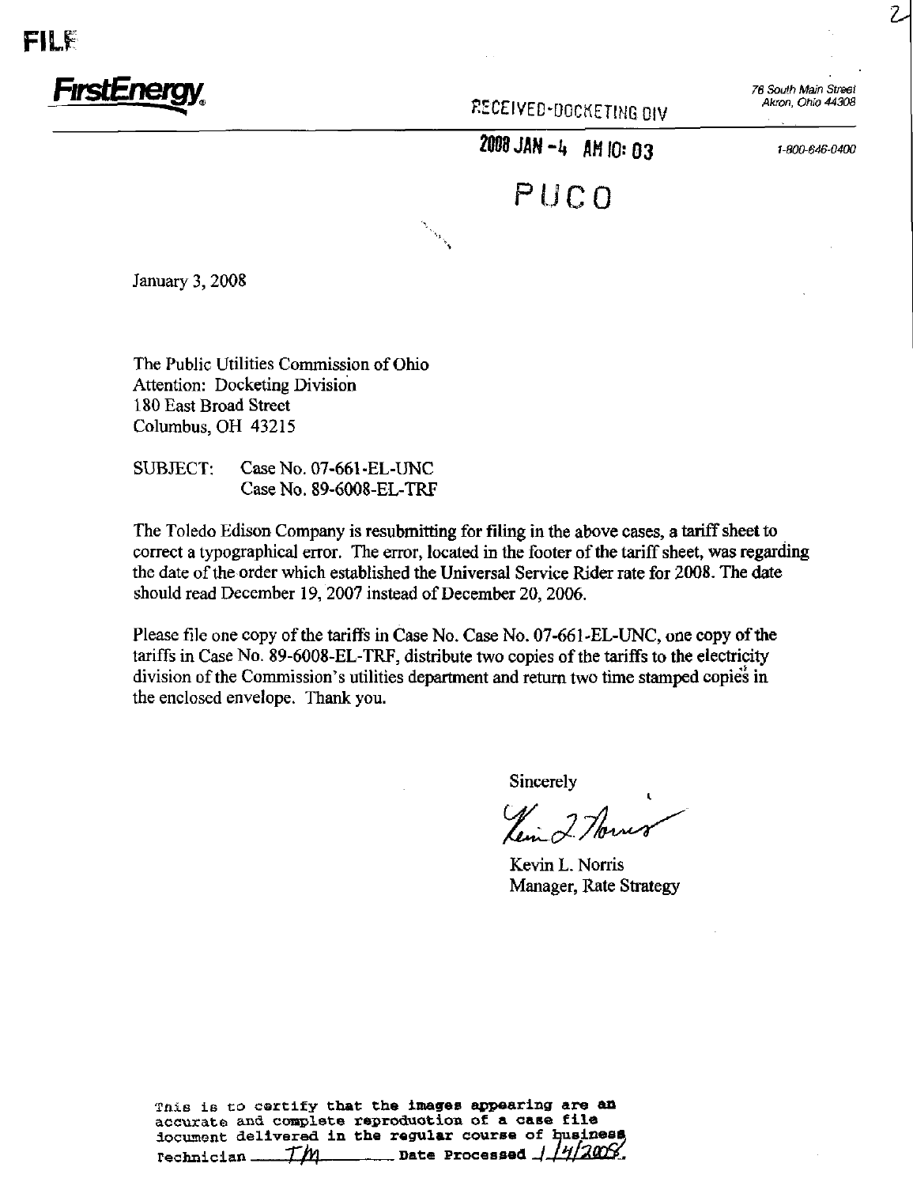FILE

**FirstEnergy**

RECEIVED-DOCKETING DIV

2008 JAN -4 AM 10: 03

PUCO

76 South Main Street
Akron, Ohio 44308

1-800-646-0400

January 3, 2008

The Public Utilities Commission of Ohio
Attention: Docketing Division
180 East Broad Street
Columbus, OH 43215

SUBJECT: Case No. 07-661-EL-UNC
Case No. 89-6008-EL-TRF

The Toledo Edison Company is resubmitting for filing in the above cases, a tariff sheet to correct a typographical error. The error, located in the footer of the tariff sheet, was regarding the date of the order which established the Universal Service Rider rate for 2008. The date should read December 19, 2007 instead of December 20, 2006.

Please file one copy of the tariffs in Case No. Case No. 07-661-EL-UNC, one copy of the tariffs in Case No. 89-6008-EL-TRF, distribute two copies of the tariffs to the electricity division of the Commission's utilities department and return two time stamped copies in the enclosed envelope. Thank you.

Sincerely

Kevin L. Norris
Manager, Rate Strategy

This is to certify that the images appearing are an accurate and complete reproduction of a case file document delivered in the regular course of business
Technician TM Date Processed 1/4/2008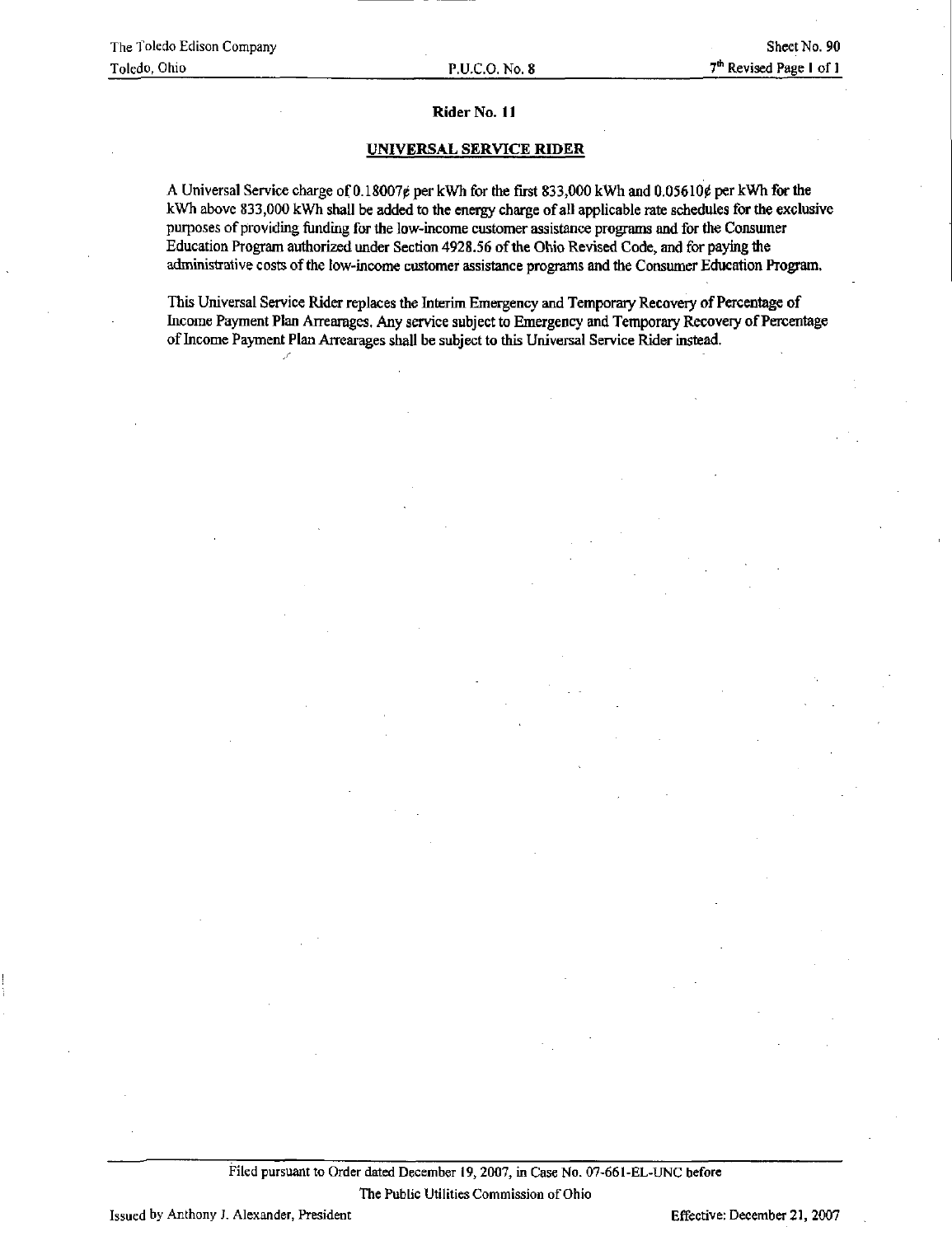## Rider No. 11

### UNIVERSAL SERVICE RIDER

A Universal Service charge of 0.18007¢ per kWh for the first 833,000 kWh and 0.05610¢ per kWh for the kWh above 833,000 kWh shall be added to the energy charge of all applicable rate schedules for the exclusive purposes of providing funding for the low-income customer assistance programs and for the Consumer Education Program authorized under Section 4928.56 of the Ohio Revised Code, and for paying the administrative costs of the low-income customer assistance programs and the Consumer Education Program.

This Universal Service Rider replaces the Interim Emergency and Temporary Recovery of Percentage of Income Payment Plan Arrearages. Any service subject to Emergency and Temporary Recovery of Percentage of Income Payment Plan Arrearages shall be subject to this Universal Service Rider instead.

Filed pursuant to Order dated December 19, 2007, in Case No. 07-661-EL-UNC before The Public Utilities Commission of Ohio

Issued by Anthony J. Alexander, President

Effective: December 21, 2007